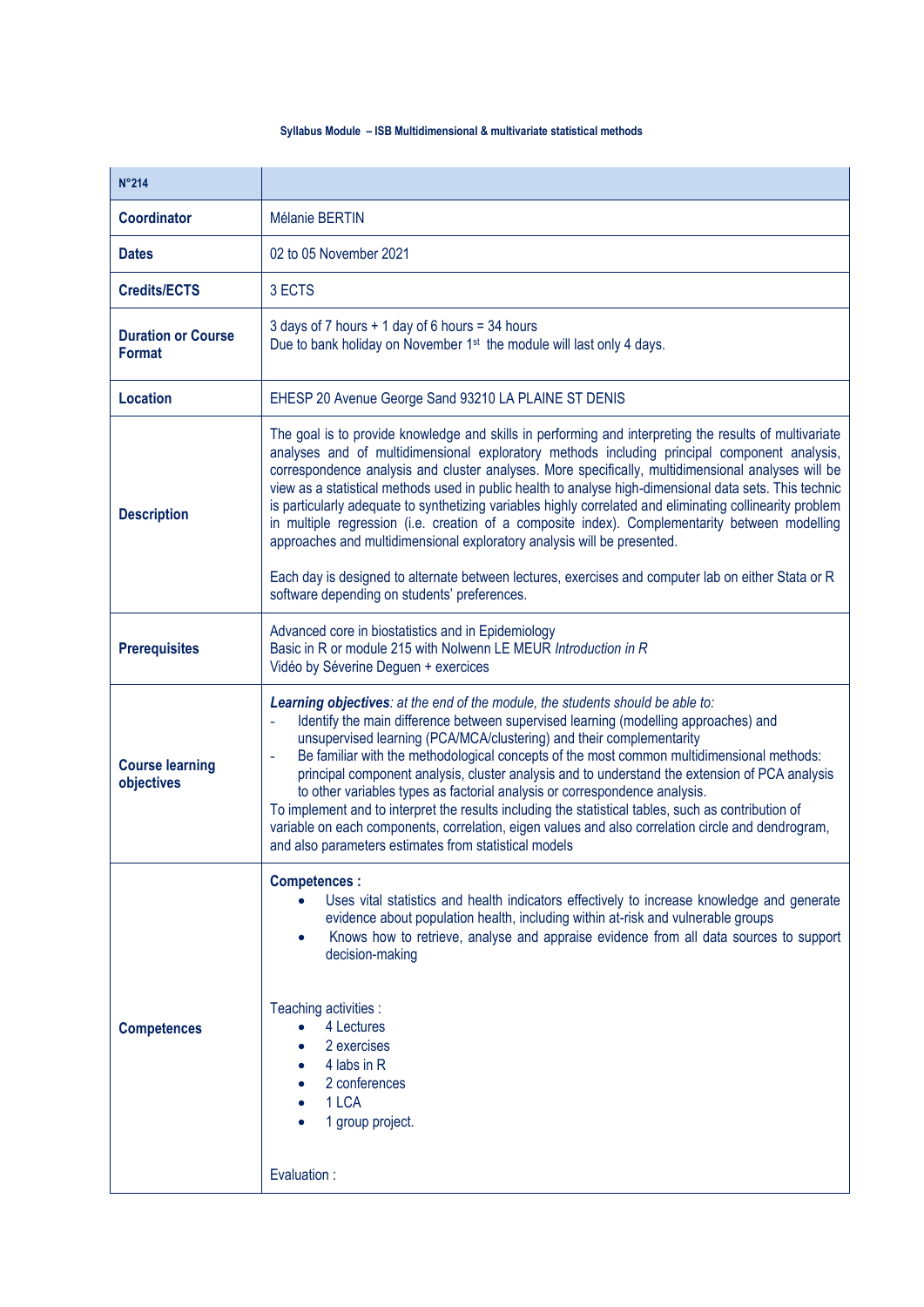**Syllabus Module – ISB Multidimensional & multivariate statistical methods**

| N°214 | |
|---|---|
| **Coordinator** | Mélanie BERTIN |
| **Dates** | 02 to 05 November 2021 |
| **Credits/ECTS** | 3 ECTS |
| **Duration or Course Format** | 3 days of 7 hours + 1 day of 6 hours = 34 hours<br>Due to bank holiday on November 1st the module will last only 4 days. |
| **Location** | EHESP 20 Avenue George Sand 93210 LA PLAINE ST DENIS |
| **Description** | The goal is to provide knowledge and skills in performing and interpreting the results of multivariate analyses and of multidimensional exploratory methods including principal component analysis, correspondence analysis and cluster analyses. More specifically, multidimensional analyses will be view as a statistical methods used in public health to analyse high-dimensional data sets. This technic is particularly adequate to synthetizing variables highly correlated and eliminating collinearity problem in multiple regression (i.e. creation of a composite index). Complementarity between modelling approaches and multidimensional exploratory analysis will be presented.<br><br>Each day is designed to alternate between lectures, exercises and computer lab on either Stata or R software depending on students' preferences. |
| **Prerequisites** | Advanced core in biostatistics and in Epidemiology<br>Basic in R or module 215 with Nolwenn LE MEUR *Introduction in R*<br>Vidéo by Séverine Deguen + exercices |
| **Course learning objectives** | ***Learning objectives**: at the end of the module, the students should be able to:*<br>- Identify the main difference between supervised learning (modelling approaches) and unsupervised learning (PCA/MCA/clustering) and their complementarity<br>- Be familiar with the methodological concepts of the most common multidimensional methods: principal component analysis, cluster analysis and to understand the extension of PCA analysis to other variables types as factorial analysis or correspondence analysis.<br>To implement and to interpret the results including the statistical tables, such as contribution of variable on each components, correlation, eigen values and also correlation circle and dendrogram, and also parameters estimates from statistical models |
| **Competences** | **Competences :**<br>• Uses vital statistics and health indicators effectively to increase knowledge and generate evidence about population health, including within at-risk and vulnerable groups<br>• Knows how to retrieve, analyse and appraise evidence from all data sources to support decision-making<br><br>Teaching activities :<br>• 4 Lectures<br>• 2 exercises<br>• 4 labs in R<br>• 2 conferences<br>• 1 LCA<br>• 1 group project.<br><br>Evaluation : |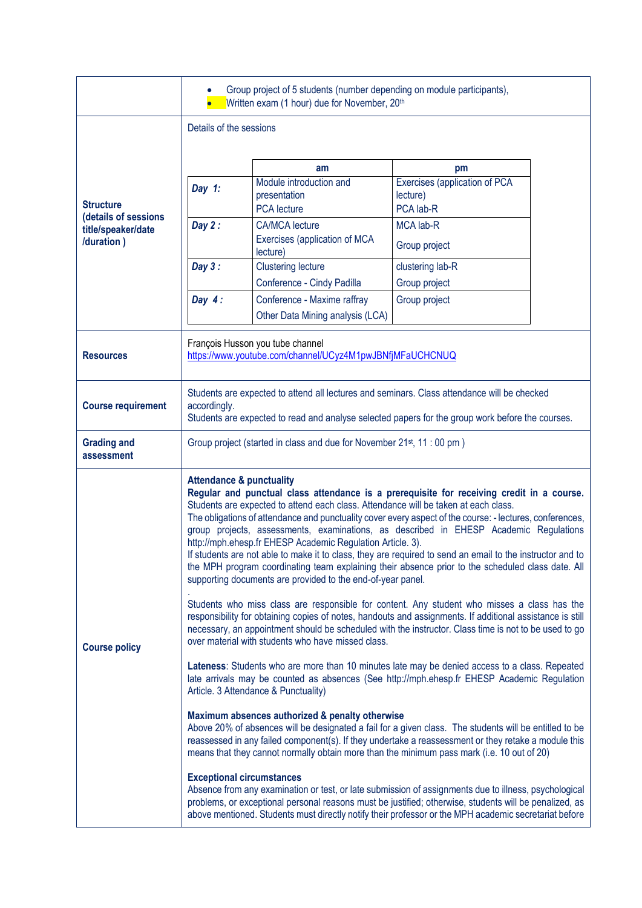| | |
|---|---|
| | • Group project of 5 students (number depending on module participants),<br>• Written exam (1 hour) due for November, 20th |
| **Structure (details of sessions title/speaker/date /duration )** | Details of the sessions<br><br>\| \| **am** \| **pm** \|<br>\|---\|---\|---\|<br>\| ***Day 1:*** \| Module introduction and presentation<br>PCA lecture \| Exercises (application of PCA lecture)<br>PCA lab-R \|<br>\| ***Day 2 :*** \| CA/MCA lecture<br>Exercises (application of MCA lecture) \| MCA lab-R<br>Group project \|<br>\| ***Day 3 :*** \| Clustering lecture<br>Conference - Cindy Padilla \| clustering lab-R<br>Group project \|<br>\| ***Day 4 :*** \| Conference - Maxime raffray<br>Other Data Mining analysis (LCA) \| Group project \| |
| **Resources** | François Husson you tube channel<br>https://www.youtube.com/channel/UCyz4M1pwJBNfjMFaUCHCNUQ |
| **Course requirement** | Students are expected to attend all lectures and seminars. Class attendance will be checked accordingly.<br>Students are expected to read and analyse selected papers for the group work before the courses. |
| **Grading and assessment** | Group project (started in class and due for November 21st, 11 : 00 pm ) |
| **Course policy** | **Attendance & punctuality**<br>**Regular and punctual class attendance is a prerequisite for receiving credit in a course.** Students are expected to attend each class. Attendance will be taken at each class.<br>The obligations of attendance and punctuality cover every aspect of the course: - lectures, conferences, group projects, assessments, examinations, as described in EHESP Academic Regulations http://mph.ehesp.fr EHESP Academic Regulation Article. 3).<br>If students are not able to make it to class, they are required to send an email to the instructor and to the MPH program coordinating team explaining their absence prior to the scheduled class date. All supporting documents are provided to the end-of-year panel.<br>.<br>Students who miss class are responsible for content. Any student who misses a class has the responsibility for obtaining copies of notes, handouts and assignments. If additional assistance is still necessary, an appointment should be scheduled with the instructor. Class time is not to be used to go over material with students who have missed class.<br><br>**Lateness**: Students who are more than 10 minutes late may be denied access to a class. Repeated late arrivals may be counted as absences (See http://mph.ehesp.fr EHESP Academic Regulation Article. 3 Attendance & Punctuality)<br><br>**Maximum absences authorized & penalty otherwise**<br>Above 20% of absences will be designated a fail for a given class. The students will be entitled to be reassessed in any failed component(s). If they undertake a reassessment or they retake a module this means that they cannot normally obtain more than the minimum pass mark (i.e. 10 out of 20)<br><br>**Exceptional circumstances**<br>Absence from any examination or test, or late submission of assignments due to illness, psychological problems, or exceptional personal reasons must be justified; otherwise, students will be penalized, as above mentioned. Students must directly notify their professor or the MPH academic secretariat before |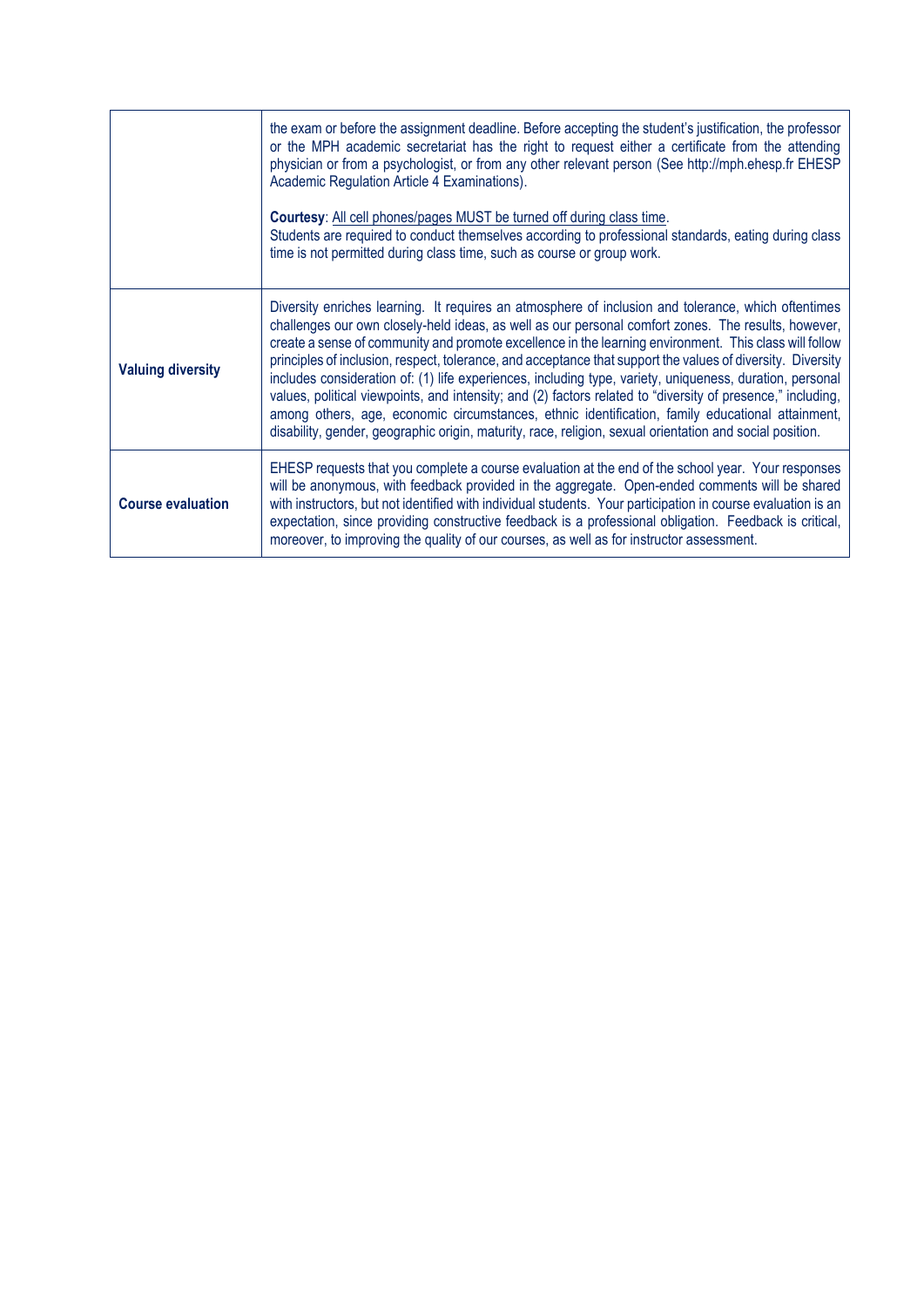| | |
|---|---|
| | the exam or before the assignment deadline. Before accepting the student's justification, the professor or the MPH academic secretariat has the right to request either a certificate from the attending physician or from a psychologist, or from any other relevant person (See http://mph.ehesp.fr EHESP Academic Regulation Article 4 Examinations).<br><br>**Courtesy**: All cell phones/pages MUST be turned off during class time.<br>Students are required to conduct themselves according to professional standards, eating during class time is not permitted during class time, such as course or group work. |
| **Valuing diversity** | Diversity enriches learning. It requires an atmosphere of inclusion and tolerance, which oftentimes challenges our own closely-held ideas, as well as our personal comfort zones. The results, however, create a sense of community and promote excellence in the learning environment. This class will follow principles of inclusion, respect, tolerance, and acceptance that support the values of diversity. Diversity includes consideration of: (1) life experiences, including type, variety, uniqueness, duration, personal values, political viewpoints, and intensity; and (2) factors related to "diversity of presence," including, among others, age, economic circumstances, ethnic identification, family educational attainment, disability, gender, geographic origin, maturity, race, religion, sexual orientation and social position. |
| **Course evaluation** | EHESP requests that you complete a course evaluation at the end of the school year. Your responses will be anonymous, with feedback provided in the aggregate. Open-ended comments will be shared with instructors, but not identified with individual students. Your participation in course evaluation is an expectation, since providing constructive feedback is a professional obligation. Feedback is critical, moreover, to improving the quality of our courses, as well as for instructor assessment. |